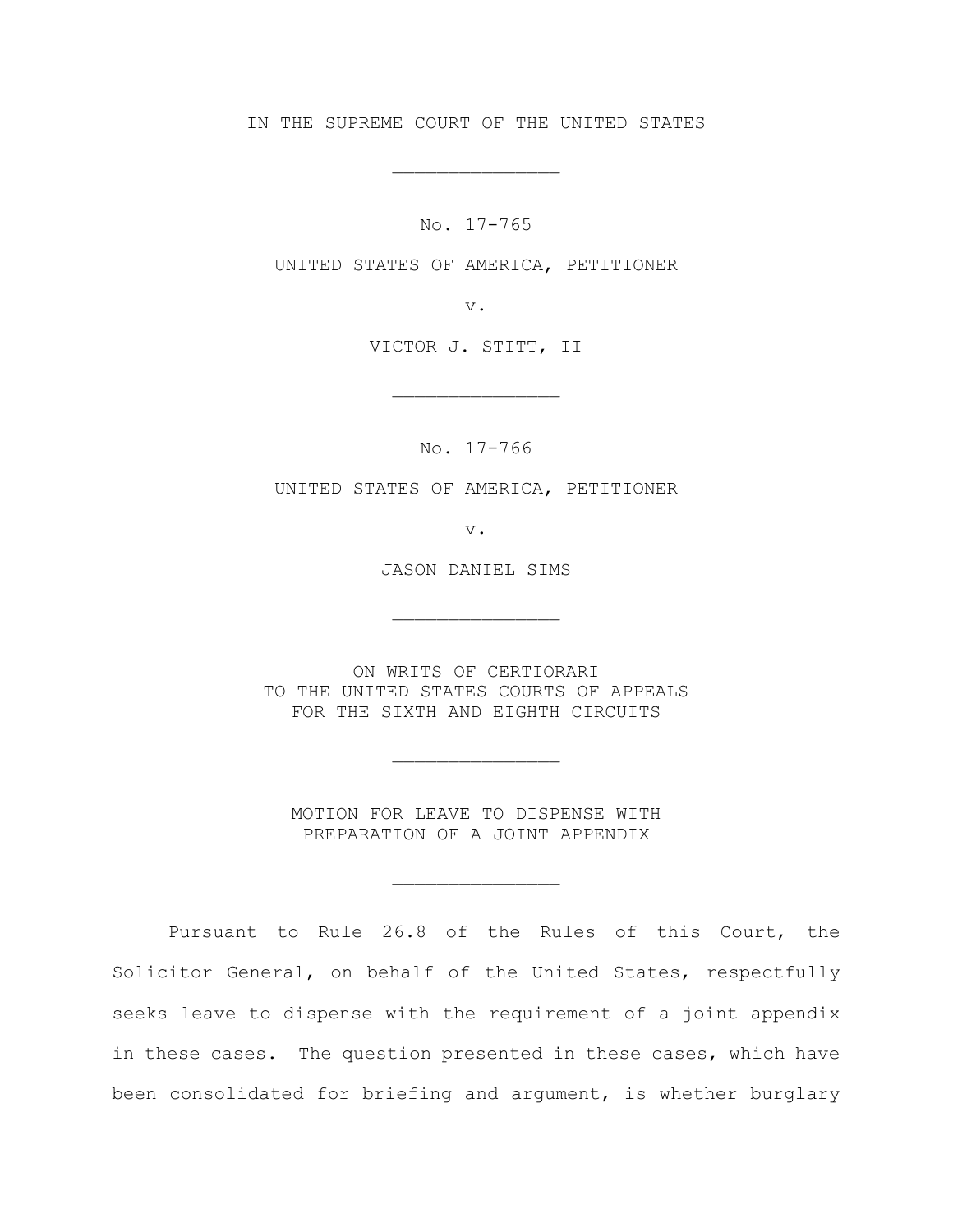IN THE SUPREME COURT OF THE UNITED STATES

\_\_\_\_\_\_\_\_\_\_\_\_\_\_\_

No. 17-765

UNITED STATES OF AMERICA, PETITIONER

v.

VICTOR J. STITT, II

\_\_\_\_\_\_\_\_\_\_\_\_\_\_\_

No. 17-766

UNITED STATES OF AMERICA, PETITIONER

v.

JASON DANIEL SIMS

\_\_\_\_\_\_\_\_\_\_\_\_\_\_\_

ON WRITS OF CERTIORARI
TO THE UNITED STATES COURTS OF APPEALS
FOR THE SIXTH AND EIGHTH CIRCUITS

\_\_\_\_\_\_\_\_\_\_\_\_\_\_\_

MOTION FOR LEAVE TO DISPENSE WITH
PREPARATION OF A JOINT APPENDIX

\_\_\_\_\_\_\_\_\_\_\_\_\_\_\_

Pursuant to Rule 26.8 of the Rules of this Court, the Solicitor General, on behalf of the United States, respectfully seeks leave to dispense with the requirement of a joint appendix in these cases. The question presented in these cases, which have been consolidated for briefing and argument, is whether burglary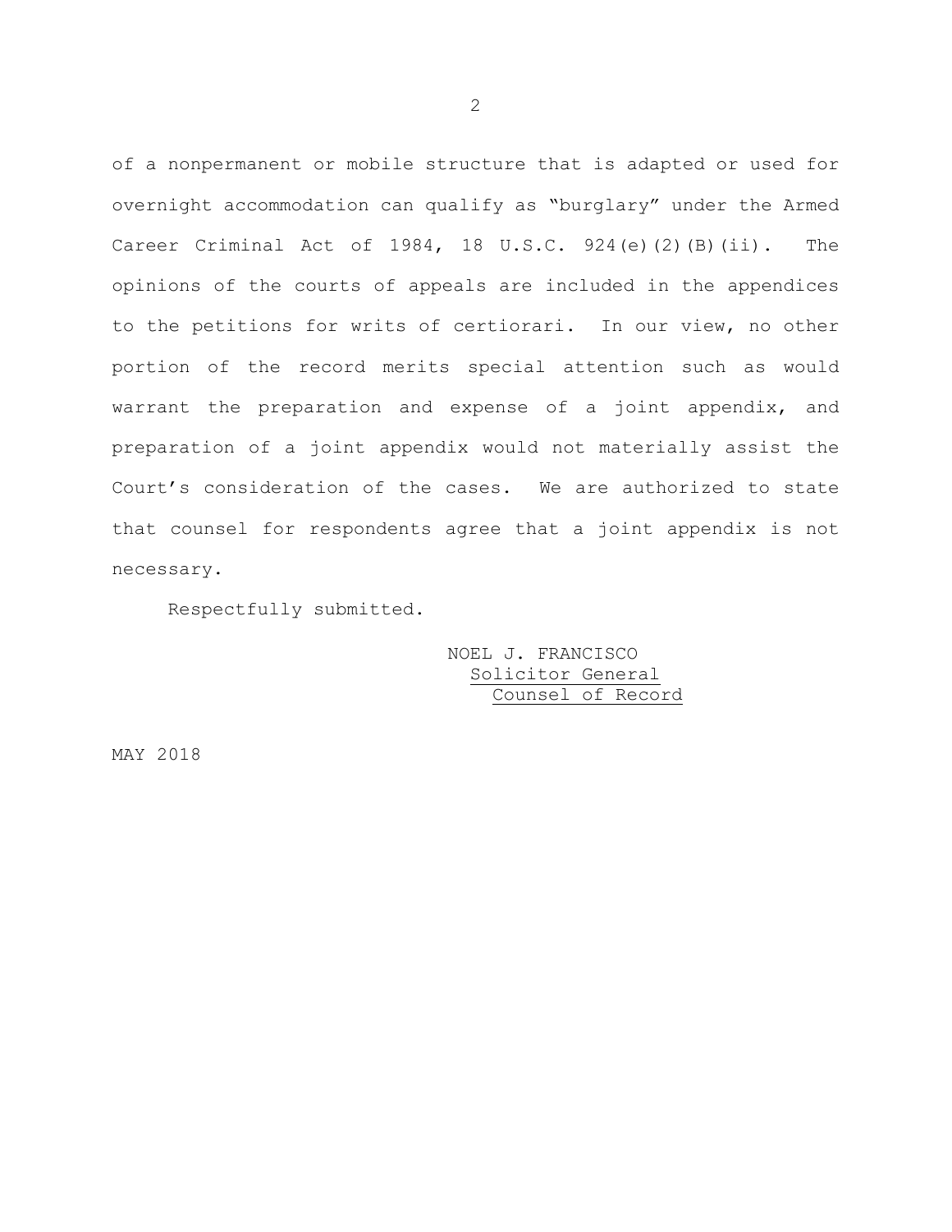of a nonpermanent or mobile structure that is adapted or used for overnight accommodation can qualify as "burglary" under the Armed Career Criminal Act of 1984, 18 U.S.C. 924(e)(2)(B)(ii). The opinions of the courts of appeals are included in the appendices to the petitions for writs of certiorari. In our view, no other portion of the record merits special attention such as would warrant the preparation and expense of a joint appendix, and preparation of a joint appendix would not materially assist the Court's consideration of the cases. We are authorized to state that counsel for respondents agree that a joint appendix is not necessary.

Respectfully submitted.

NOEL J. FRANCISCO
Solicitor General
Counsel of Record

MAY 2018